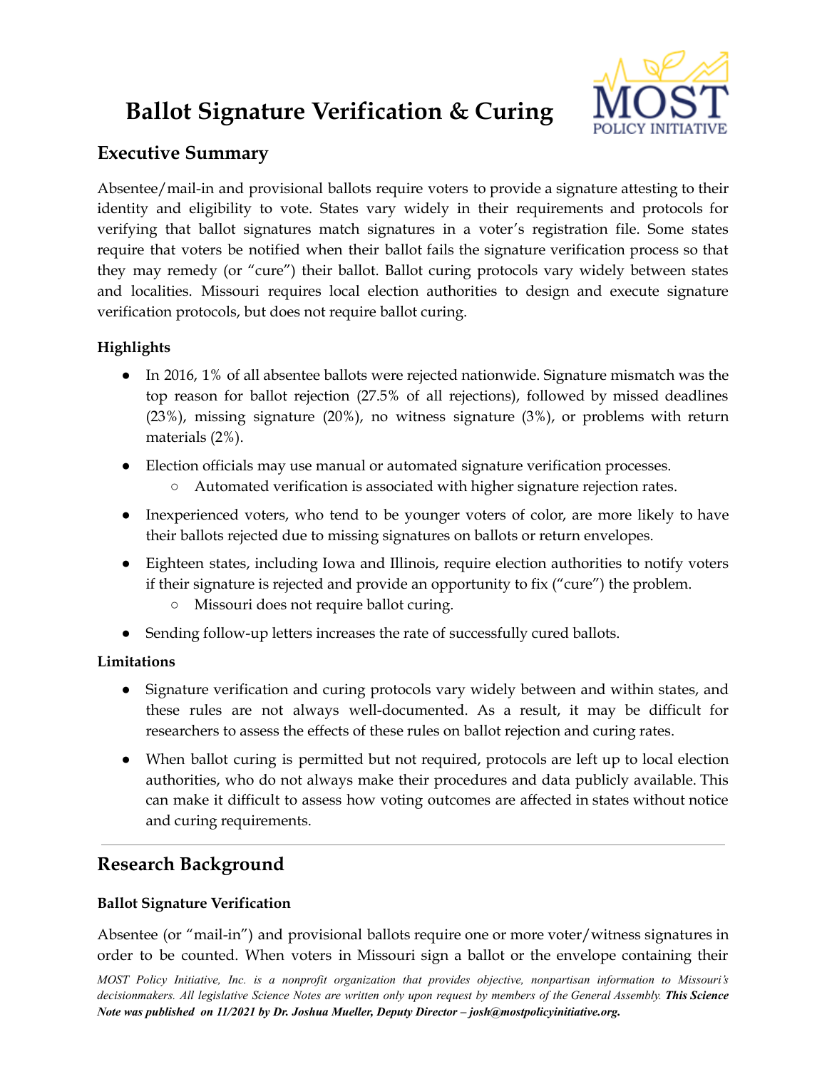# Ballot Signature Verification & Curing

MOST POLICY INITIATIVE

## Executive Summary

Absentee/mail-in and provisional ballots require voters to provide a signature attesting to their identity and eligibility to vote. States vary widely in their requirements and protocols for verifying that ballot signatures match signatures in a voter's registration file. Some states require that voters be notified when their ballot fails the signature verification process so that they may remedy (or "cure") their ballot. Ballot curing protocols vary widely between states and localities. Missouri requires local election authorities to design and execute signature verification protocols, but does not require ballot curing.

### Highlights

- In 2016, 1% of all absentee ballots were rejected nationwide. Signature mismatch was the top reason for ballot rejection (27.5% of all rejections), followed by missed deadlines (23%), missing signature (20%), no witness signature (3%), or problems with return materials (2%).
- Election officials may use manual or automated signature verification processes.
  - Automated verification is associated with higher signature rejection rates.
- Inexperienced voters, who tend to be younger voters of color, are more likely to have their ballots rejected due to missing signatures on ballots or return envelopes.
- Eighteen states, including Iowa and Illinois, require election authorities to notify voters if their signature is rejected and provide an opportunity to fix ("cure") the problem.
  - Missouri does not require ballot curing.
- Sending follow-up letters increases the rate of successfully cured ballots.

### Limitations

- Signature verification and curing protocols vary widely between and within states, and these rules are not always well-documented. As a result, it may be difficult for researchers to assess the effects of these rules on ballot rejection and curing rates.
- When ballot curing is permitted but not required, protocols are left up to local election authorities, who do not always make their procedures and data publicly available. This can make it difficult to assess how voting outcomes are affected in states without notice and curing requirements.

---

## Research Background

### Ballot Signature Verification

Absentee (or "mail-in") and provisional ballots require one or more voter/witness signatures in order to be counted. When voters in Missouri sign a ballot or the envelope containing their

*MOST Policy Initiative, Inc. is a nonprofit organization that provides objective, nonpartisan information to Missouri's decisionmakers. All legislative Science Notes are written only upon request by members of the General Assembly.* ***This Science Note was published on 11/2021 by Dr. Joshua Mueller, Deputy Director – josh@mostpolicyinitiative.org.***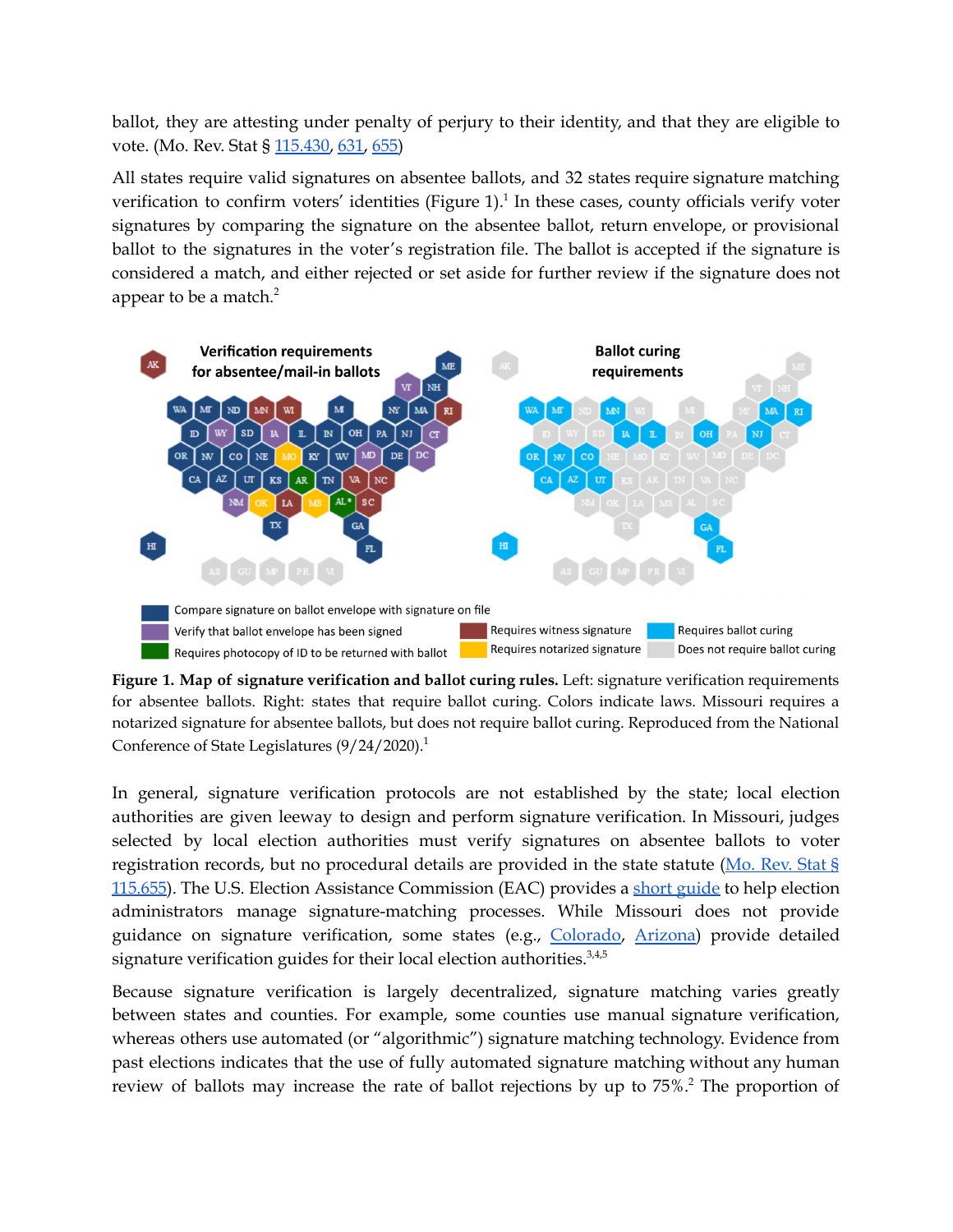ballot, they are attesting under penalty of perjury to their identity, and that they are eligible to vote. (Mo. Rev. Stat § 115.430, 631, 655)

All states require valid signatures on absentee ballots, and 32 states require signature matching verification to confirm voters' identities (Figure 1).[1] In these cases, county officials verify voter signatures by comparing the signature on the absentee ballot, return envelope, or provisional ballot to the signatures in the voter's registration file. The ballot is accepted if the signature is considered a match, and either rejected or set aside for further review if the signature does not appear to be a match.[2]

**Figure 1. Map of signature verification and ballot curing rules.** Left: signature verification requirements for absentee ballots. Right: states that require ballot curing. Colors indicate laws. Missouri requires a notarized signature for absentee ballots, but does not require ballot curing. Reproduced from the National Conference of State Legislatures (9/24/2020).[1]

In general, signature verification protocols are not established by the state; local election authorities are given leeway to design and perform signature verification. In Missouri, judges selected by local election authorities must verify signatures on absentee ballots to voter registration records, but no procedural details are provided in the state statute (Mo. Rev. Stat § 115.655). The U.S. Election Assistance Commission (EAC) provides a short guide to help election administrators manage signature-matching processes. While Missouri does not provide guidance on signature verification, some states (e.g., Colorado, Arizona) provide detailed signature verification guides for their local election authorities.[3,4,5]

Because signature verification is largely decentralized, signature matching varies greatly between states and counties. For example, some counties use manual signature verification, whereas others use automated (or "algorithmic") signature matching technology. Evidence from past elections indicates that the use of fully automated signature matching without any human review of ballots may increase the rate of ballot rejections by up to 75%.[2] The proportion of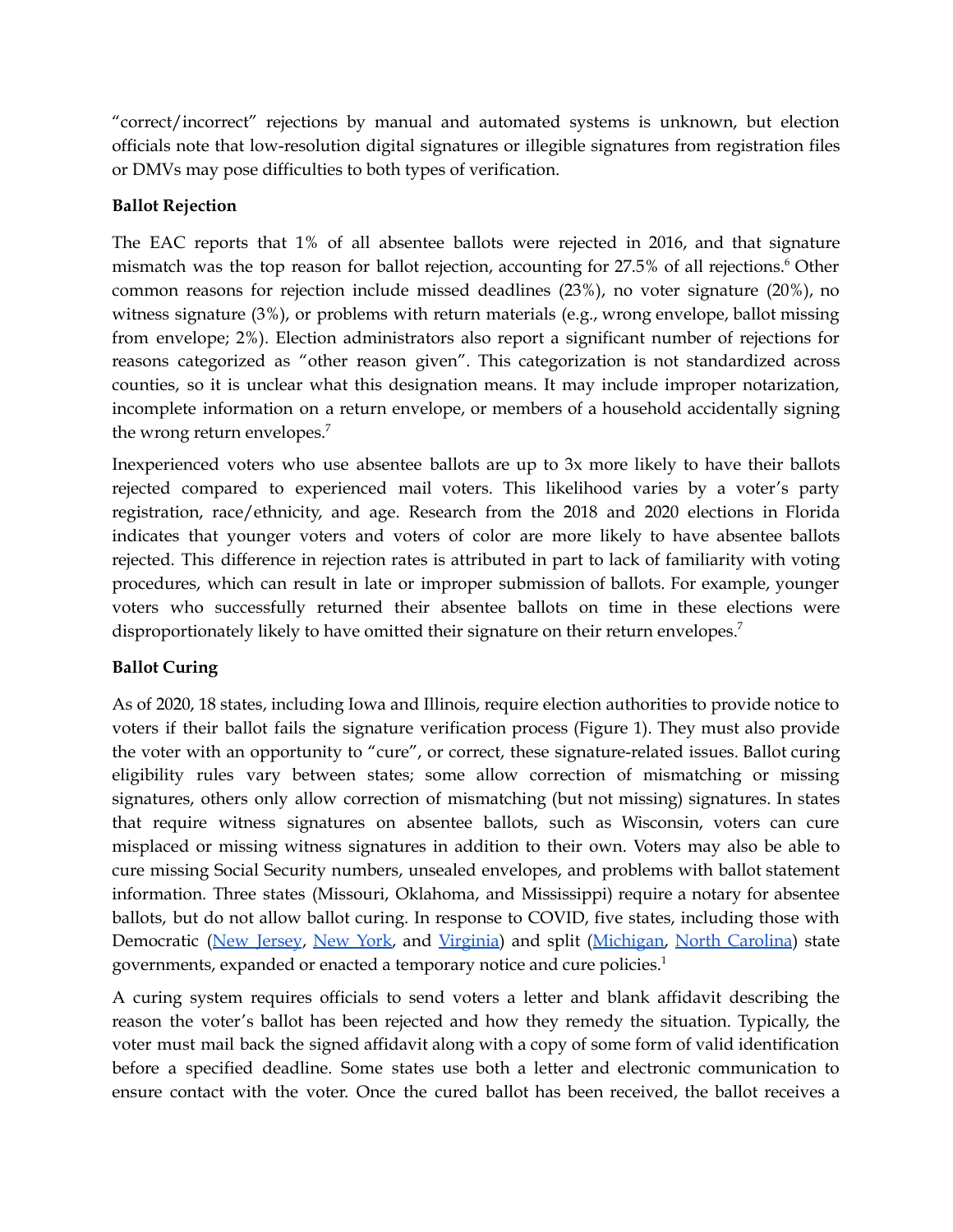"correct/incorrect" rejections by manual and automated systems is unknown, but election officials note that low-resolution digital signatures or illegible signatures from registration files or DMVs may pose difficulties to both types of verification.

**Ballot Rejection**

The EAC reports that 1% of all absentee ballots were rejected in 2016, and that signature mismatch was the top reason for ballot rejection, accounting for 27.5% of all rejections.[6] Other common reasons for rejection include missed deadlines (23%), no voter signature (20%), no witness signature (3%), or problems with return materials (e.g., wrong envelope, ballot missing from envelope; 2%). Election administrators also report a significant number of rejections for reasons categorized as "other reason given". This categorization is not standardized across counties, so it is unclear what this designation means. It may include improper notarization, incomplete information on a return envelope, or members of a household accidentally signing the wrong return envelopes.[7]

Inexperienced voters who use absentee ballots are up to 3x more likely to have their ballots rejected compared to experienced mail voters. This likelihood varies by a voter's party registration, race/ethnicity, and age. Research from the 2018 and 2020 elections in Florida indicates that younger voters and voters of color are more likely to have absentee ballots rejected. This difference in rejection rates is attributed in part to lack of familiarity with voting procedures, which can result in late or improper submission of ballots. For example, younger voters who successfully returned their absentee ballots on time in these elections were disproportionately likely to have omitted their signature on their return envelopes.[7]

**Ballot Curing**

As of 2020, 18 states, including Iowa and Illinois, require election authorities to provide notice to voters if their ballot fails the signature verification process (Figure 1). They must also provide the voter with an opportunity to "cure", or correct, these signature-related issues. Ballot curing eligibility rules vary between states; some allow correction of mismatching or missing signatures, others only allow correction of mismatching (but not missing) signatures. In states that require witness signatures on absentee ballots, such as Wisconsin, voters can cure misplaced or missing witness signatures in addition to their own. Voters may also be able to cure missing Social Security numbers, unsealed envelopes, and problems with ballot statement information. Three states (Missouri, Oklahoma, and Mississippi) require a notary for absentee ballots, but do not allow ballot curing. In response to COVID, five states, including those with Democratic (New Jersey, New York, and Virginia) and split (Michigan, North Carolina) state governments, expanded or enacted a temporary notice and cure policies.[1]

A curing system requires officials to send voters a letter and blank affidavit describing the reason the voter's ballot has been rejected and how they remedy the situation. Typically, the voter must mail back the signed affidavit along with a copy of some form of valid identification before a specified deadline. Some states use both a letter and electronic communication to ensure contact with the voter. Once the cured ballot has been received, the ballot receives a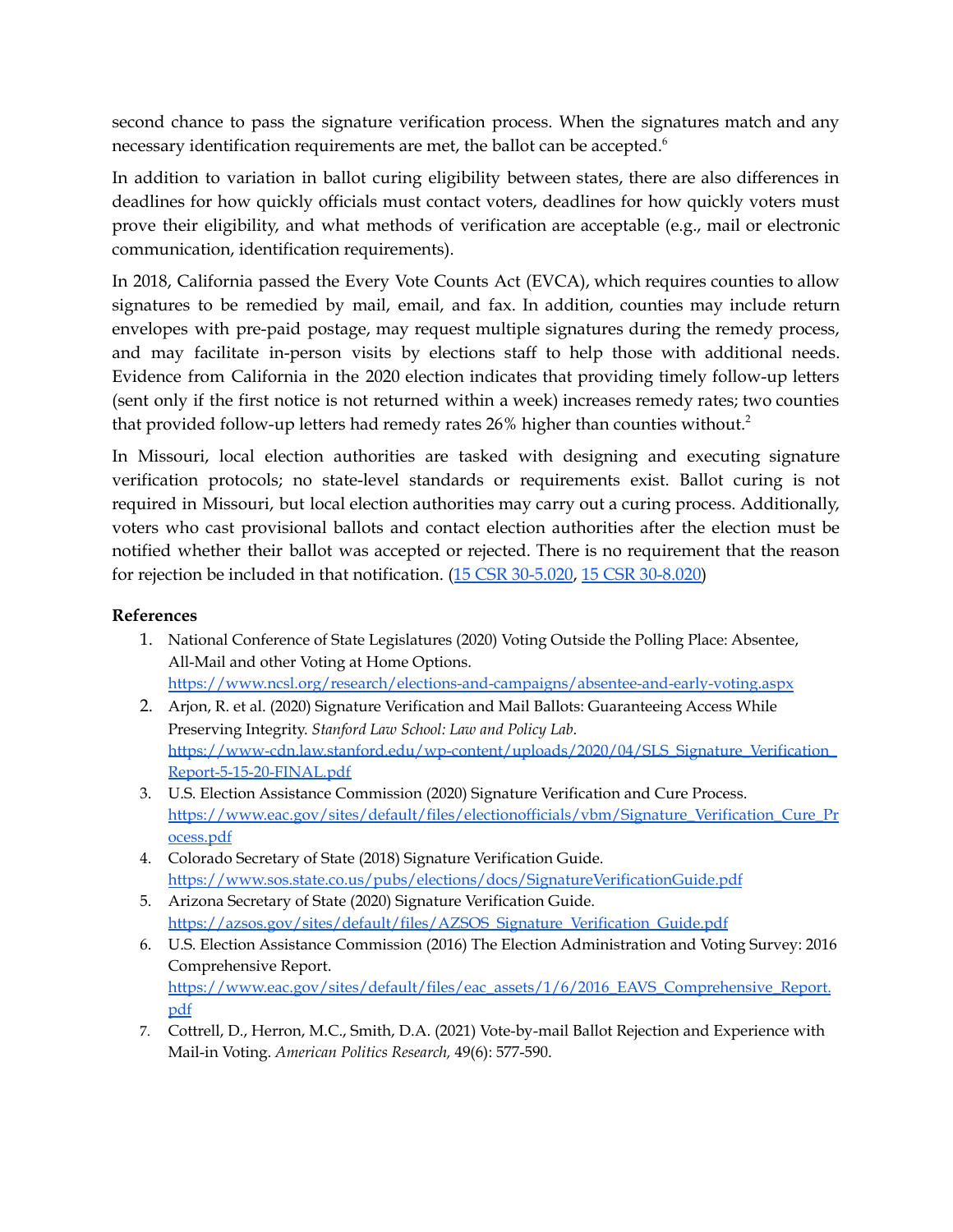second chance to pass the signature verification process. When the signatures match and any necessary identification requirements are met, the ballot can be accepted.[6]

In addition to variation in ballot curing eligibility between states, there are also differences in deadlines for how quickly officials must contact voters, deadlines for how quickly voters must prove their eligibility, and what methods of verification are acceptable (e.g., mail or electronic communication, identification requirements).

In 2018, California passed the Every Vote Counts Act (EVCA), which requires counties to allow signatures to be remedied by mail, email, and fax. In addition, counties may include return envelopes with pre-paid postage, may request multiple signatures during the remedy process, and may facilitate in-person visits by elections staff to help those with additional needs. Evidence from California in the 2020 election indicates that providing timely follow-up letters (sent only if the first notice is not returned within a week) increases remedy rates; two counties that provided follow-up letters had remedy rates 26% higher than counties without.[2]

In Missouri, local election authorities are tasked with designing and executing signature verification protocols; no state-level standards or requirements exist. Ballot curing is not required in Missouri, but local election authorities may carry out a curing process. Additionally, voters who cast provisional ballots and contact election authorities after the election must be notified whether their ballot was accepted or rejected. There is no requirement that the reason for rejection be included in that notification. (15 CSR 30-5.020, 15 CSR 30-8.020)

**References**

1. National Conference of State Legislatures (2020) Voting Outside the Polling Place: Absentee, All-Mail and other Voting at Home Options. https://www.ncsl.org/research/elections-and-campaigns/absentee-and-early-voting.aspx
2. Arjon, R. et al. (2020) Signature Verification and Mail Ballots: Guaranteeing Access While Preserving Integrity. *Stanford Law School: Law and Policy Lab*. https://www-cdn.law.stanford.edu/wp-content/uploads/2020/04/SLS_Signature_Verification_Report-5-15-20-FINAL.pdf
3. U.S. Election Assistance Commission (2020) Signature Verification and Cure Process. https://www.eac.gov/sites/default/files/electionofficials/vbm/Signature_Verification_Cure_Process.pdf
4. Colorado Secretary of State (2018) Signature Verification Guide. https://www.sos.state.co.us/pubs/elections/docs/SignatureVerificationGuide.pdf
5. Arizona Secretary of State (2020) Signature Verification Guide. https://azsos.gov/sites/default/files/AZSOS_Signature_Verification_Guide.pdf
6. U.S. Election Assistance Commission (2016) The Election Administration and Voting Survey: 2016 Comprehensive Report. https://www.eac.gov/sites/default/files/eac_assets/1/6/2016_EAVS_Comprehensive_Report.pdf
7. Cottrell, D., Herron, M.C., Smith, D.A. (2021) Vote-by-mail Ballot Rejection and Experience with Mail-in Voting. *American Politics Research,* 49(6): 577-590.